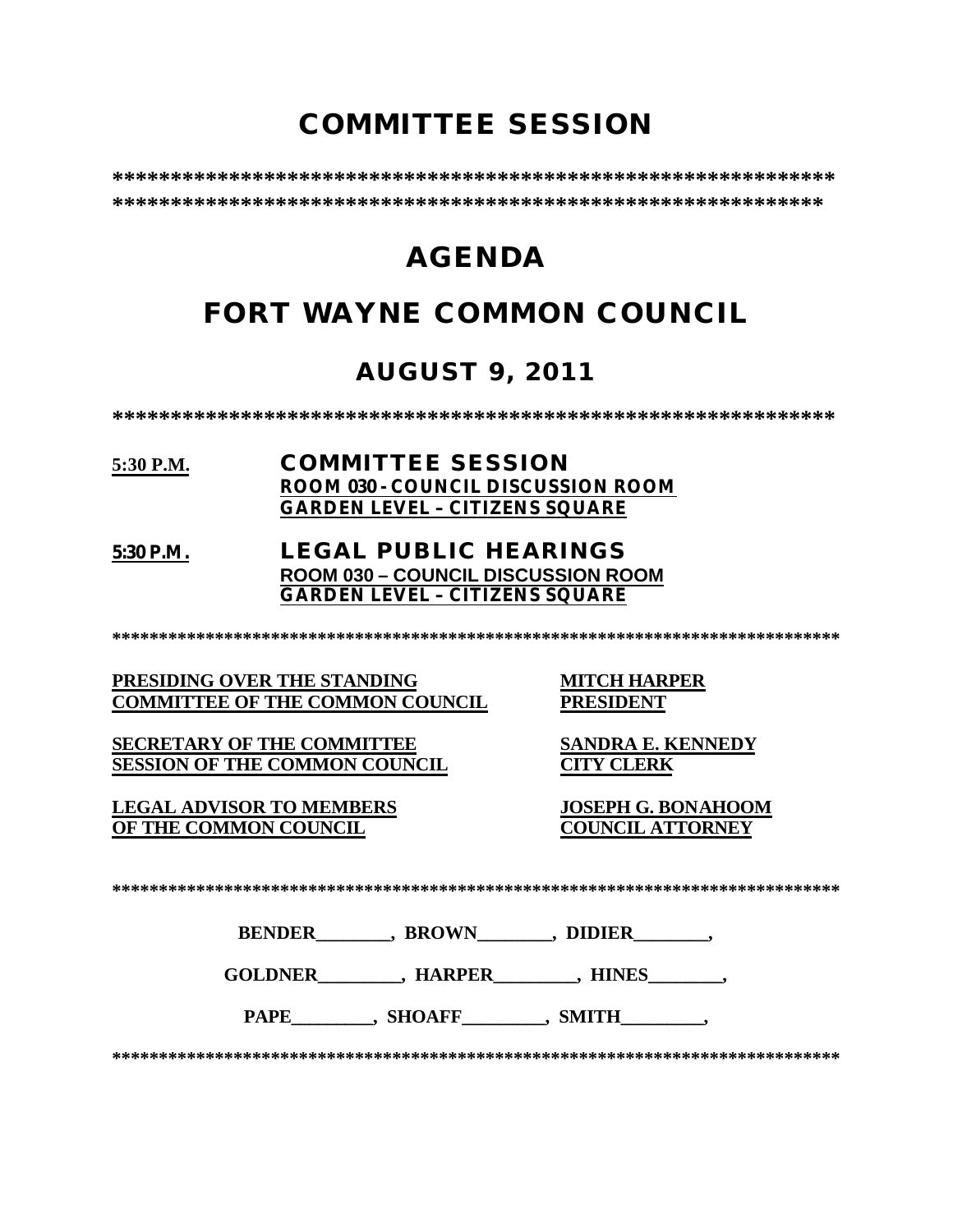# COMMITTEE SESSION

****************************************************************
****************************************************************

# AGENDA

# FORT WAYNE COMMON COUNCIL

## AUGUST 9, 2011

****************************************************************

**5:30 P.M.** **COMMITTEE SESSION**
**ROOM 030 - COUNCIL DISCUSSION ROOM**
**GARDEN LEVEL – CITIZENS SQUARE**

**5:30 P.M.** **LEGAL PUBLIC HEARINGS**
**ROOM 030 – COUNCIL DISCUSSION ROOM**
**GARDEN LEVEL – CITIZENS SQUARE**

********************************************************************************

| | |
|---|---|
| **PRESIDING OVER THE STANDING COMMITTEE OF THE COMMON COUNCIL** | **MITCH HARPER PRESIDENT** |
| **SECRETARY OF THE COMMITTEE SESSION OF THE COMMON COUNCIL** | **SANDRA E. KENNEDY CITY CLERK** |
| **LEGAL ADVISOR TO MEMBERS OF THE COMMON COUNCIL** | **JOSEPH G. BONAHOOM COUNCIL ATTORNEY** |

********************************************************************************

**BENDER________, BROWN________, DIDIER________,**

**GOLDNER_________, HARPER_________, HINES________,**

**PAPE_________, SHOAFF_________, SMITH_________,**

********************************************************************************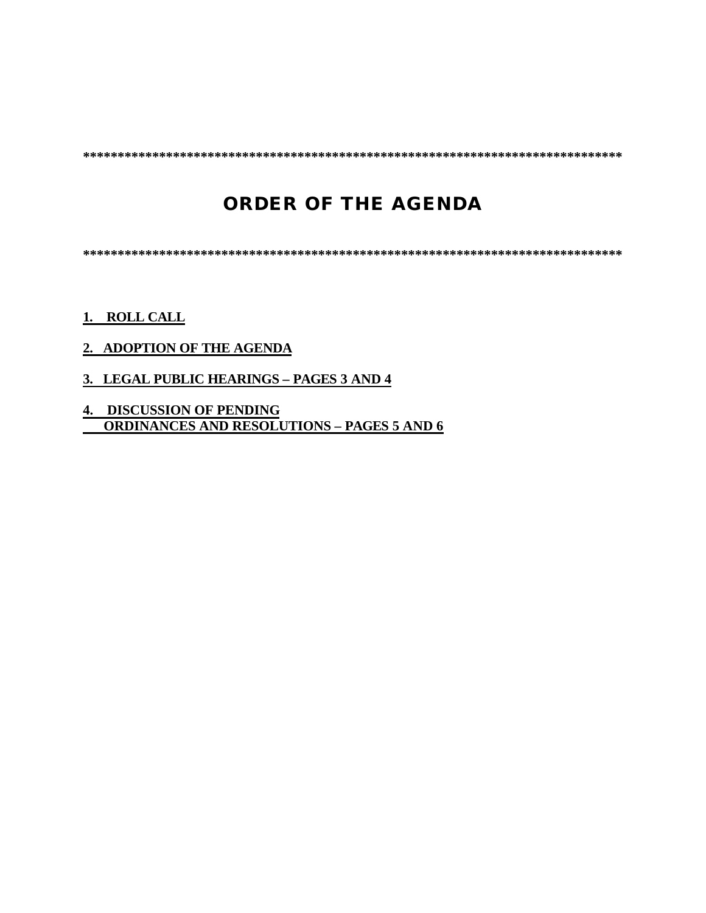*********************************************************************************

# ORDER OF THE AGENDA

*********************************************************************************

**1. ROLL CALL**

**2. ADOPTION OF THE AGENDA**

**3. LEGAL PUBLIC HEARINGS – PAGES 3 AND 4**

**4. DISCUSSION OF PENDING ORDINANCES AND RESOLUTIONS – PAGES 5 AND 6**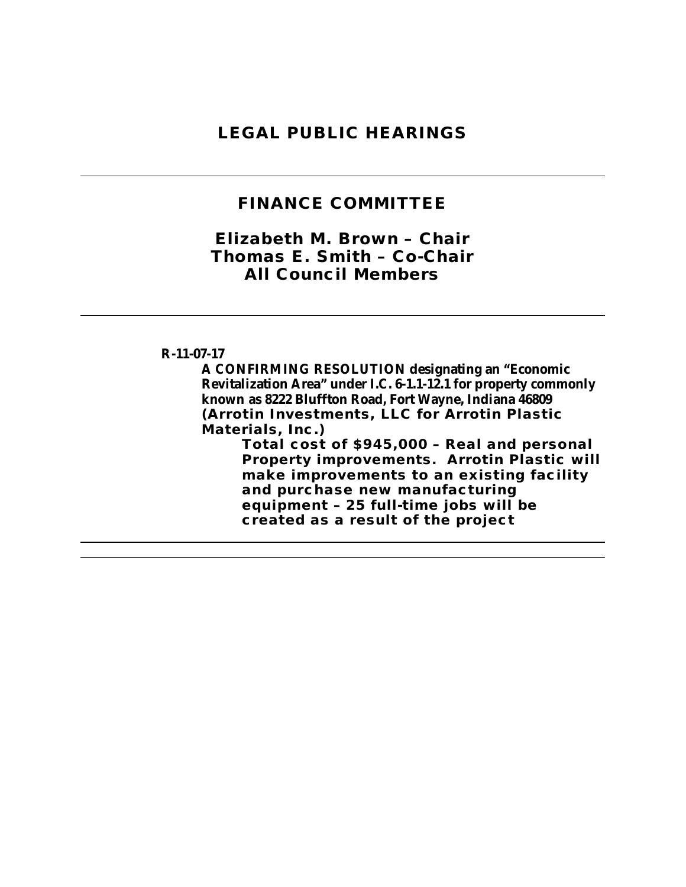# LEGAL PUBLIC HEARINGS

---

## FINANCE COMMITTEE

### Elizabeth M. Brown – Chair
### Thomas E. Smith – Co-Chair
### All Council Members

---

**R-11-07-17**

**A CONFIRMING RESOLUTION designating an "Economic Revitalization Area" under I.C. 6-1.1-12.1 for property commonly known as 8222 Bluffton Road, Fort Wayne, Indiana 46809 (Arrotin Investments, LLC for Arrotin Plastic Materials, Inc.)**

**Total cost of $945,000 – Real and personal Property improvements. Arrotin Plastic will make improvements to an existing facility and purchase new manufacturing equipment – 25 full-time jobs will be created as a result of the project**

---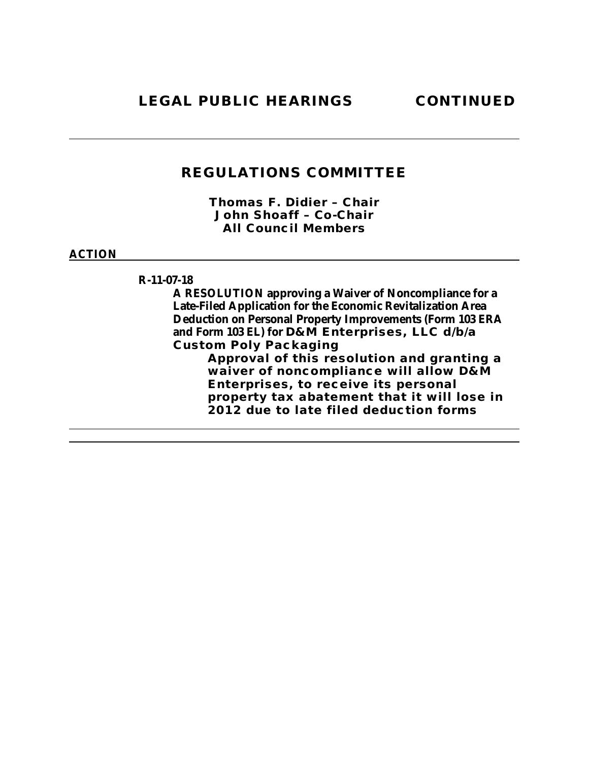**LEGAL PUBLIC HEARINGS CONTINUED**

---

## REGULATIONS COMMITTEE

**Thomas F. Didier – Chair**
**John Shoaff – Co-Chair**
**All Council Members**

**ACTION**

---

**R-11-07-18**

**A RESOLUTION approving a Waiver of Noncompliance for a Late-Filed Application for the Economic Revitalization Area Deduction on Personal Property Improvements (Form 103 ERA and Form 103 EL) for D&M Enterprises, LLC d/b/a Custom Poly Packaging**

**Approval of this resolution and granting a waiver of noncompliance will allow D&M Enterprises, to receive its personal property tax abatement that it will lose in 2012 due to late filed deduction forms**

---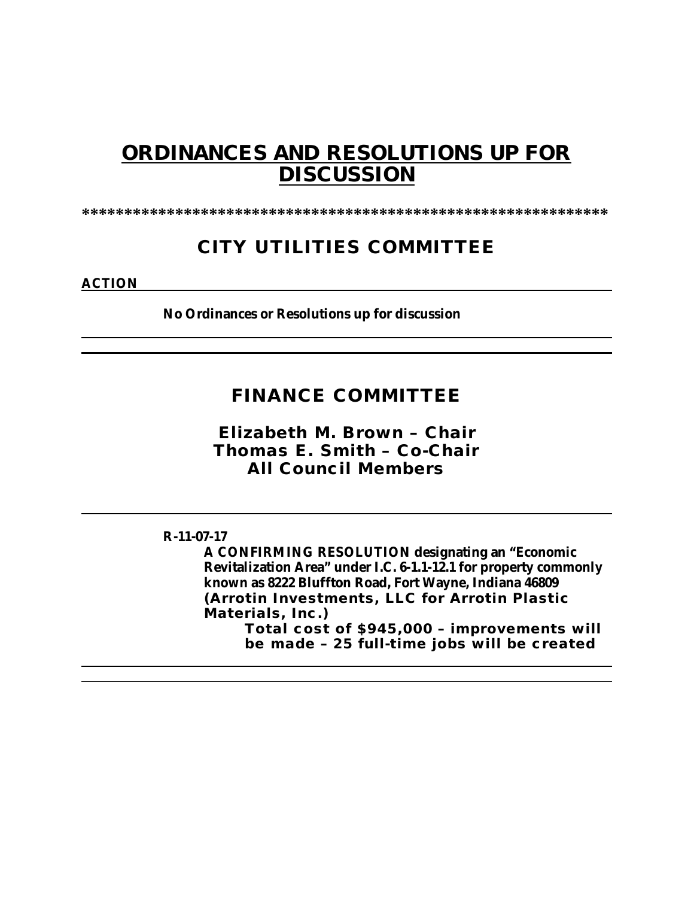# ORDINANCES AND RESOLUTIONS UP FOR DISCUSSION

*************************************************************

## CITY UTILITIES COMMITTEE

**ACTION**

**No Ordinances or Resolutions up for discussion**

---

## FINANCE COMMITTEE

**Elizabeth M. Brown – Chair**
**Thomas E. Smith – Co-Chair**
**All Council Members**

---

**R-11-07-17**

**A CONFIRMING RESOLUTION designating an "Economic Revitalization Area" under I.C. 6-1.1-12.1 for property commonly known as 8222 Bluffton Road, Fort Wayne, Indiana 46809 (Arrotin Investments, LLC for Arrotin Plastic Materials, Inc.)**

**Total cost of $945,000 – improvements will be made – 25 full-time jobs will be created**

---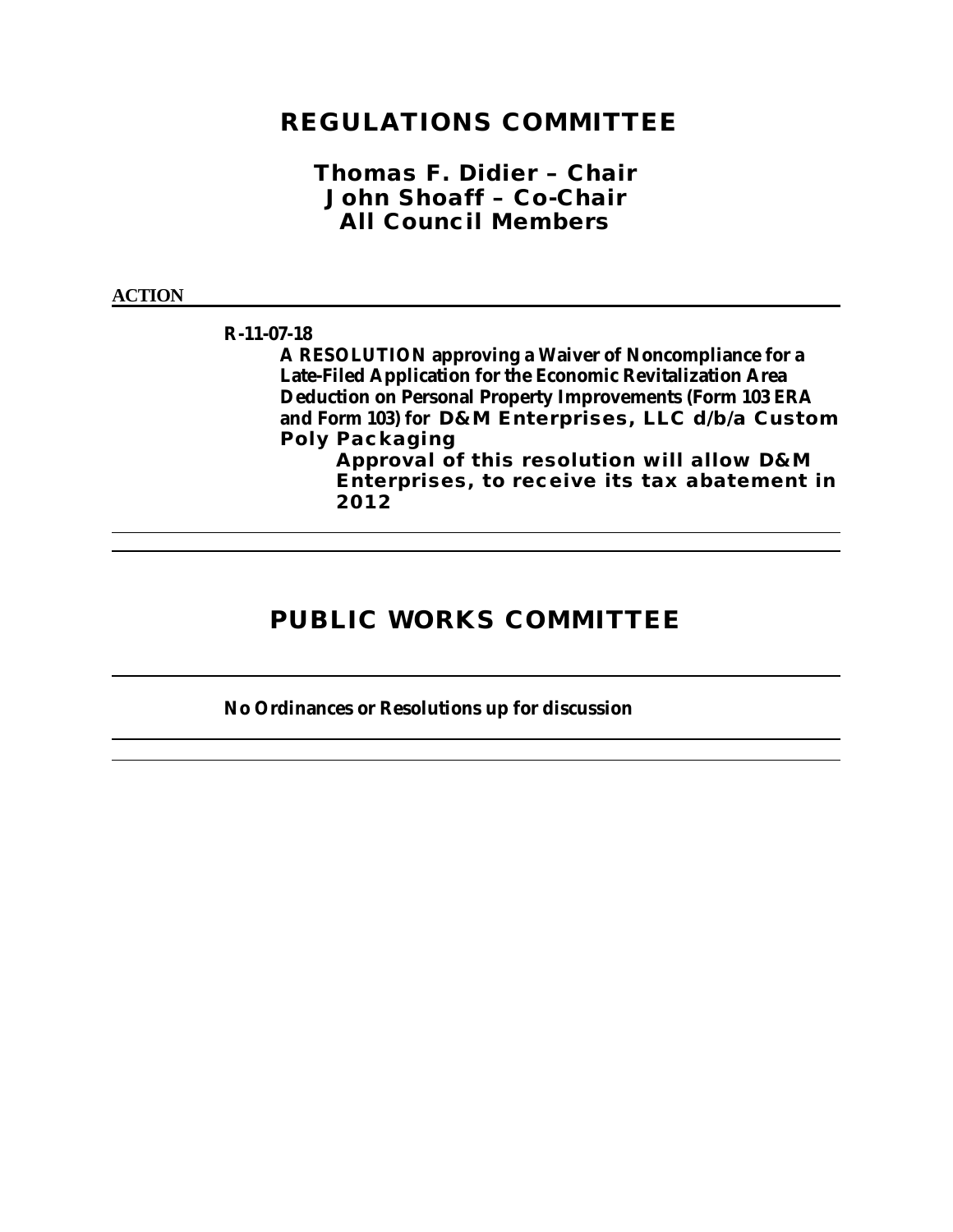# REGULATIONS COMMITTEE

## Thomas F. Didier – Chair
## John Shoaff – Co-Chair
## All Council Members

**ACTION**

**R-11-07-18**

**A RESOLUTION approving a Waiver of Noncompliance for a Late-Filed Application for the Economic Revitalization Area Deduction on Personal Property Improvements (Form 103 ERA and Form 103) for D&M Enterprises, LLC d/b/a Custom Poly Packaging**

**Approval of this resolution will allow D&M Enterprises, to receive its tax abatement in 2012**

---

# PUBLIC WORKS COMMITTEE

---

**No Ordinances or Resolutions up for discussion**

---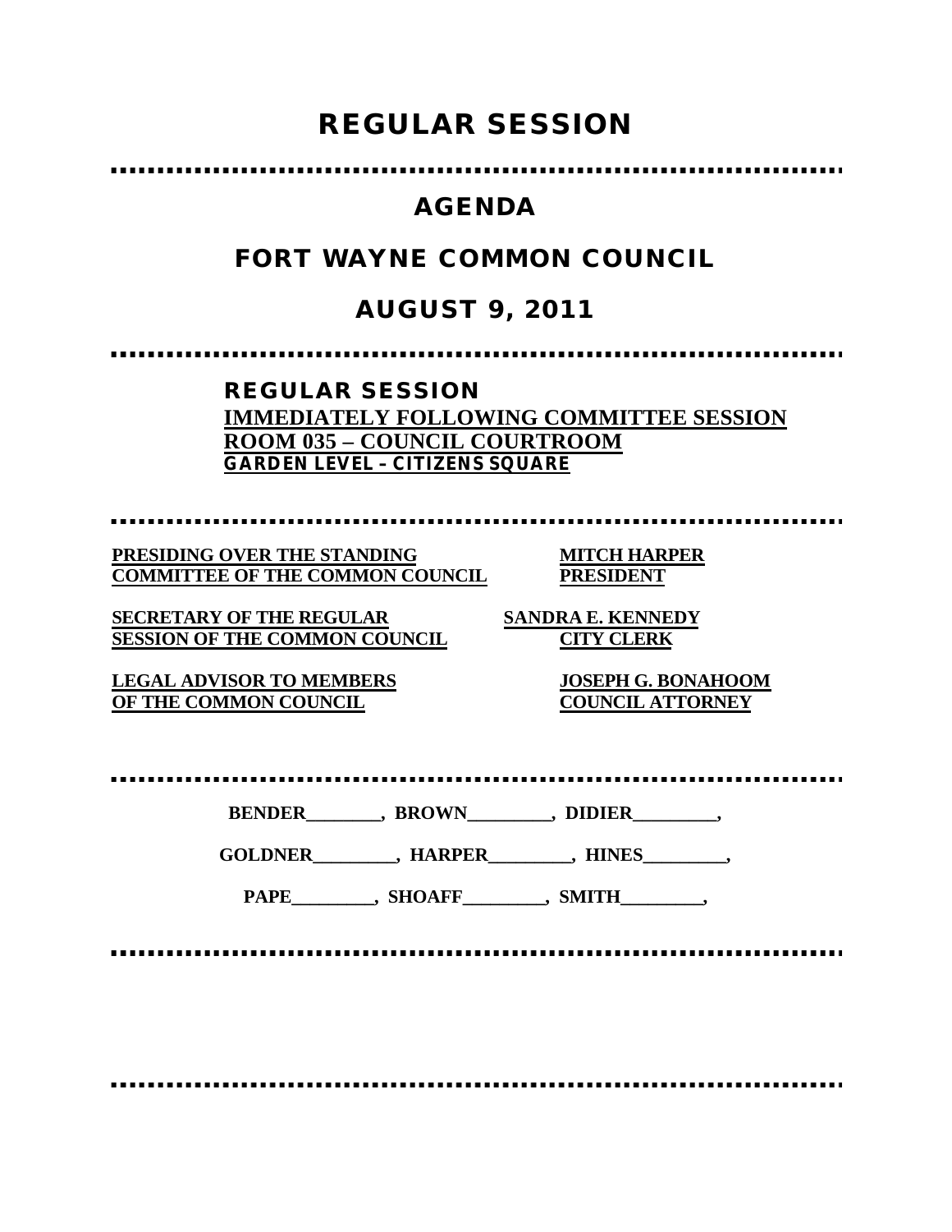# REGULAR SESSION

---

## AGENDA

## FORT WAYNE COMMON COUNCIL

## AUGUST 9, 2011

---

**REGULAR SESSION**
**IMMEDIATELY FOLLOWING COMMITTEE SESSION**
**ROOM 035 – COUNCIL COURTROOM**
**GARDEN LEVEL – CITIZENS SQUARE**

---

| | |
|---|---|
| **PRESIDING OVER THE STANDING COMMITTEE OF THE COMMON COUNCIL** | **MITCH HARPER PRESIDENT** |
| **SECRETARY OF THE REGULAR SESSION OF THE COMMON COUNCIL** | **SANDRA E. KENNEDY CITY CLERK** |
| **LEGAL ADVISOR TO MEMBERS OF THE COMMON COUNCIL** | **JOSEPH G. BONAHOOM COUNCIL ATTORNEY** |

---

**BENDER________, BROWN_________, DIDIER_________,**

**GOLDNER_________, HARPER_________, HINES_________,**

**PAPE_________, SHOAFF_________, SMITH_________,**

---

---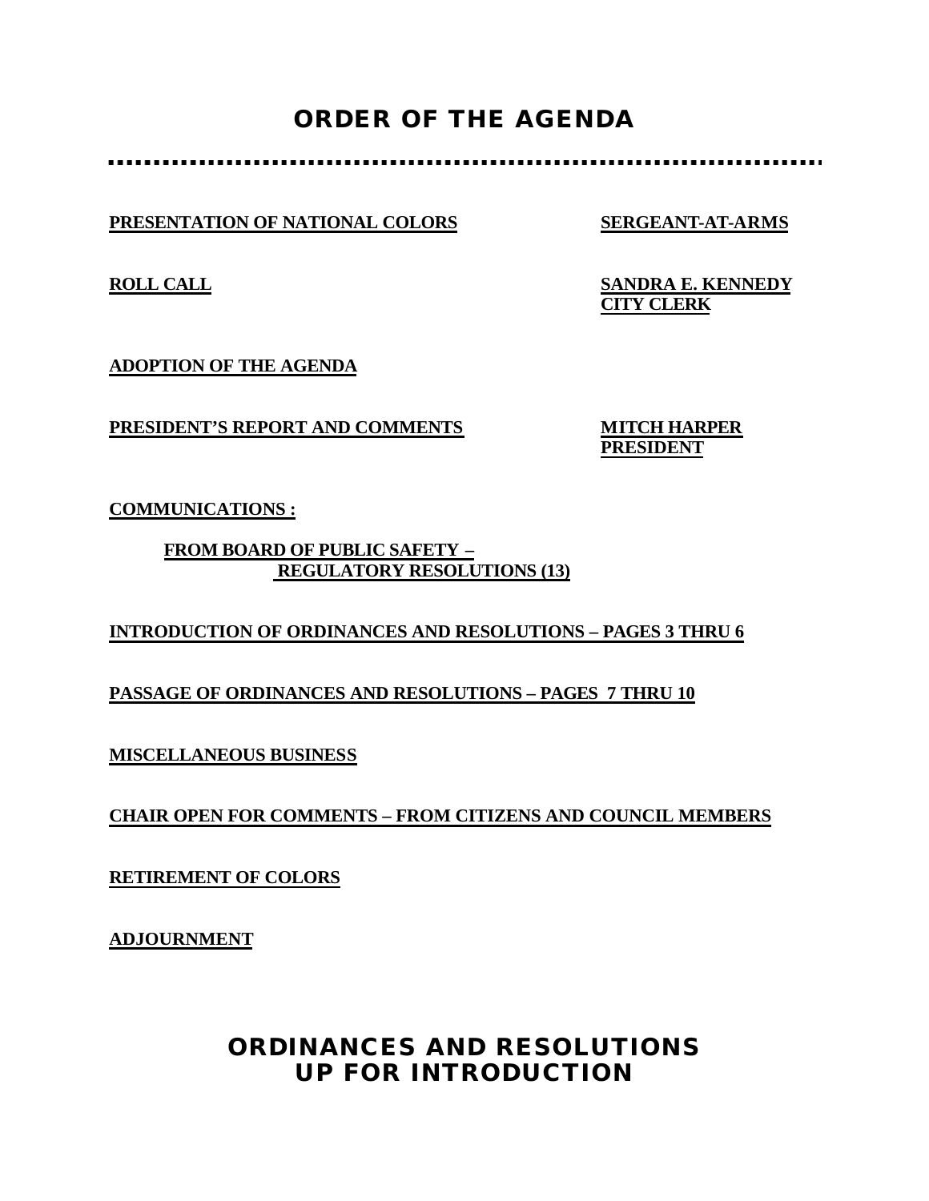# ORDER OF THE AGENDA

**PRESENTATION OF NATIONAL COLORS** — **SERGEANT-AT-ARMS**

**ROLL CALL** — **SANDRA E. KENNEDY**
**CITY CLERK**

**ADOPTION OF THE AGENDA**

**PRESIDENT'S REPORT AND COMMENTS** — **MITCH HARPER**
**PRESIDENT**

**COMMUNICATIONS :**

**FROM BOARD OF PUBLIC SAFETY –**
**REGULATORY RESOLUTIONS (13)**

**INTRODUCTION OF ORDINANCES AND RESOLUTIONS – PAGES 3 THRU 6**

**PASSAGE OF ORDINANCES AND RESOLUTIONS – PAGES 7 THRU 10**

**MISCELLANEOUS BUSINESS**

**CHAIR OPEN FOR COMMENTS – FROM CITIZENS AND COUNCIL MEMBERS**

**RETIREMENT OF COLORS**

**ADJOURNMENT**

# ORDINANCES AND RESOLUTIONS UP FOR INTRODUCTION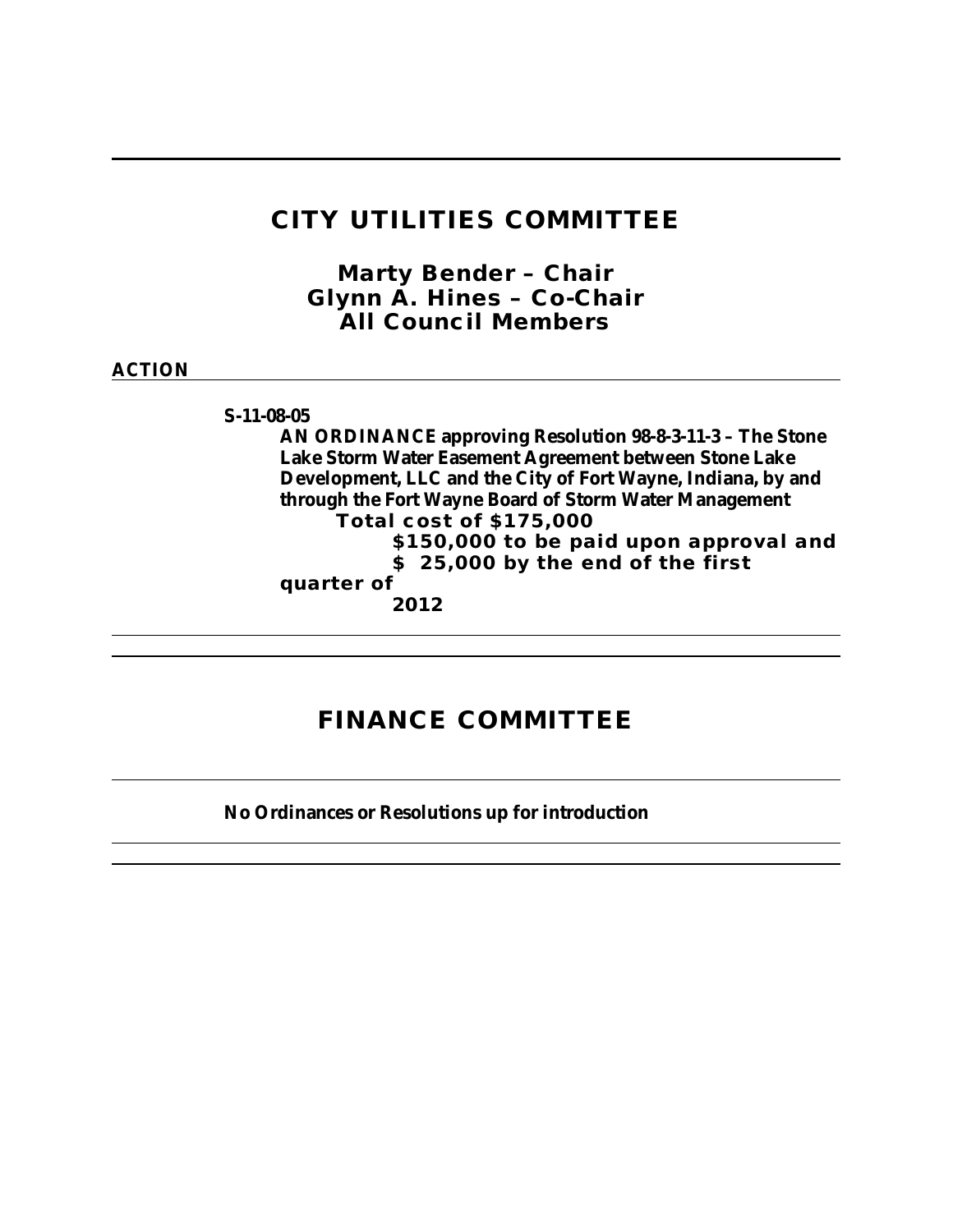# CITY UTILITIES COMMITTEE

**Marty Bender – Chair**
**Glynn A. Hines – Co-Chair**
**All Council Members**

**ACTION**

**S-11-08-05**

**AN ORDINANCE approving Resolution 98-8-3-11-3 – The Stone Lake Storm Water Easement Agreement between Stone Lake Development, LLC and the City of Fort Wayne, Indiana, by and through the Fort Wayne Board of Storm Water Management**

**Total cost of $175,000**

**$150,000 to be paid upon approval and**
**$ 25,000 by the end of the first quarter of 2012**

# FINANCE COMMITTEE

**No Ordinances or Resolutions up for introduction**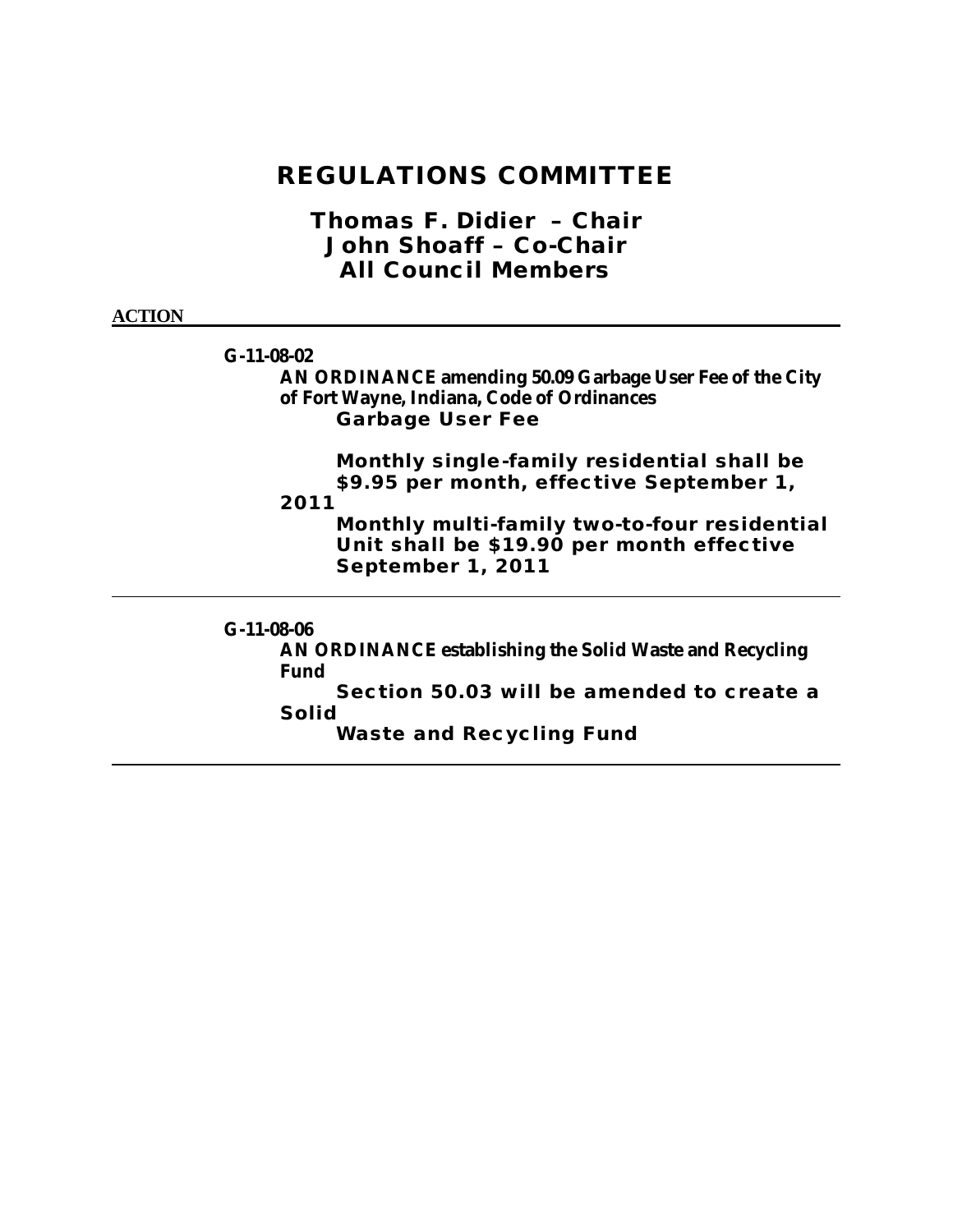# REGULATIONS COMMITTEE

## Thomas F. Didier – Chair
## John Shoaff – Co-Chair
## All Council Members

**ACTION**

---

**G-11-08-02**

**AN ORDINANCE amending 50.09 Garbage User Fee of the City of Fort Wayne, Indiana, Code of Ordinances**

**Garbage User Fee**

**Monthly single-family residential shall be $9.95 per month, effective September 1, 2011**

**Monthly multi-family two-to-four residential Unit shall be $19.90 per month effective September 1, 2011**

---

**G-11-08-06**

**AN ORDINANCE establishing the Solid Waste and Recycling Fund**

**Section 50.03 will be amended to create a Solid Waste and Recycling Fund**

---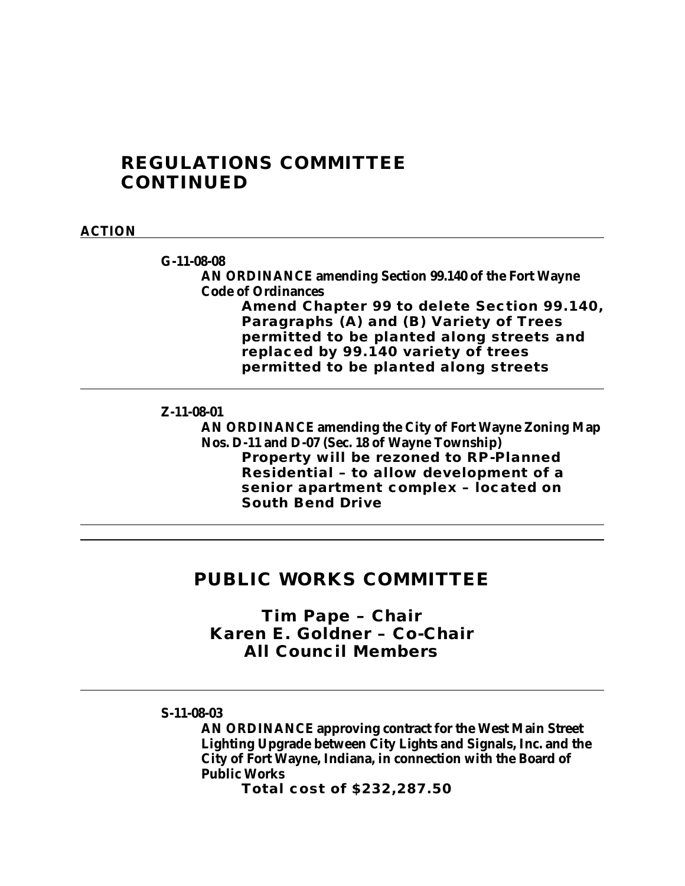## REGULATIONS COMMITTEE CONTINUED

**ACTION**

---

**G-11-08-08**

**AN ORDINANCE amending Section 99.140 of the Fort Wayne Code of Ordinances**

**Amend Chapter 99 to delete Section 99.140, Paragraphs (A) and (B) Variety of Trees permitted to be planted along streets and replaced by 99.140 variety of trees permitted to be planted along streets**

---

**Z-11-08-01**

**AN ORDINANCE amending the City of Fort Wayne Zoning Map Nos. D-11 and D-07 (Sec. 18 of Wayne Township)**

**Property will be rezoned to RP-Planned Residential – to allow development of a senior apartment complex – located on South Bend Drive**

---

## PUBLIC WORKS COMMITTEE

**Tim Pape – Chair**
**Karen E. Goldner – Co-Chair**
**All Council Members**

---

**S-11-08-03**

**AN ORDINANCE approving contract for the West Main Street Lighting Upgrade between City Lights and Signals, Inc. and the City of Fort Wayne, Indiana, in connection with the Board of Public Works**

**Total cost of $232,287.50**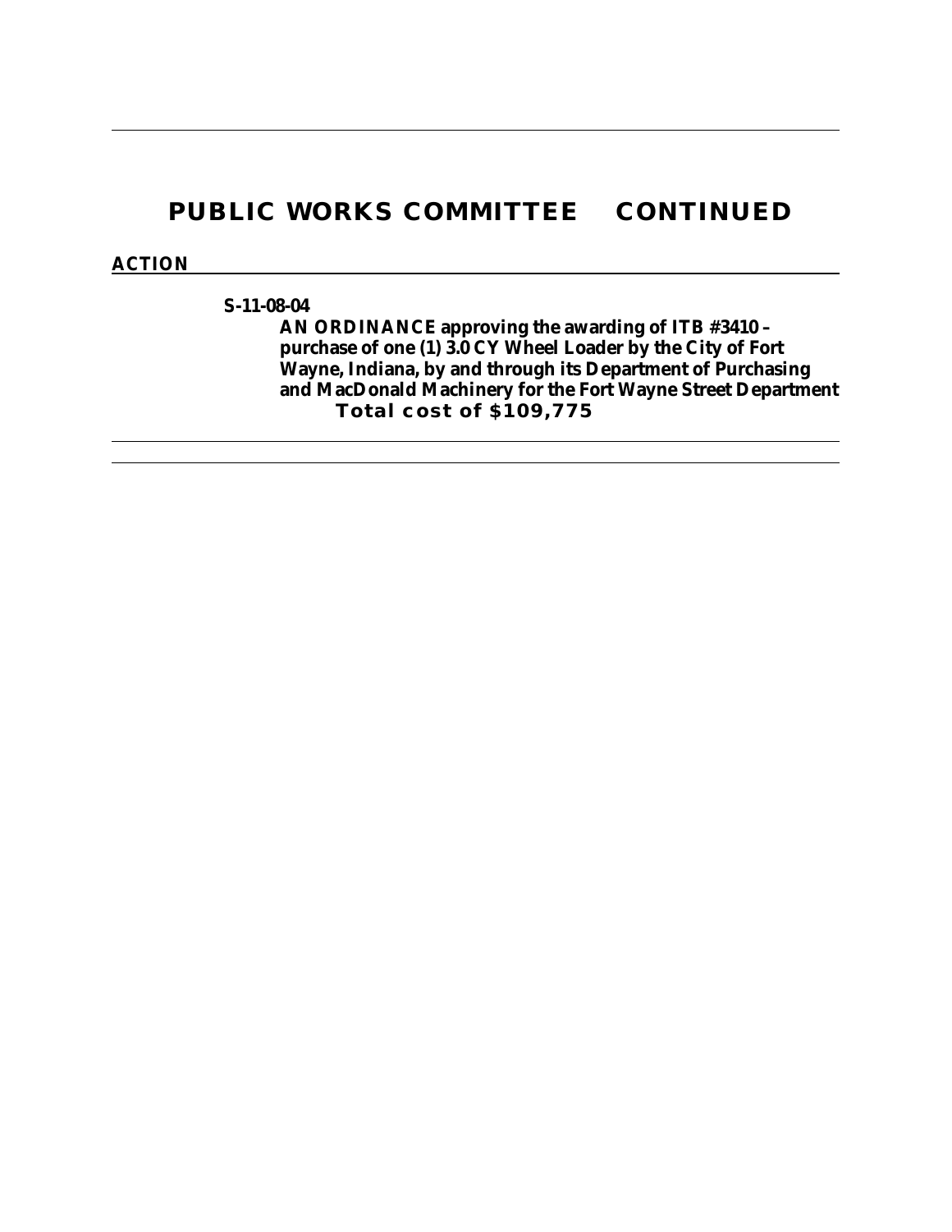# PUBLIC WORKS COMMITTEE CONTINUED

**ACTION**

**S-11-08-04**

**AN ORDINANCE approving the awarding of ITB #3410 – purchase of one (1) 3.0 CY Wheel Loader by the City of Fort Wayne, Indiana, by and through its Department of Purchasing and MacDonald Machinery for the Fort Wayne Street Department**

**Total cost of $109,775**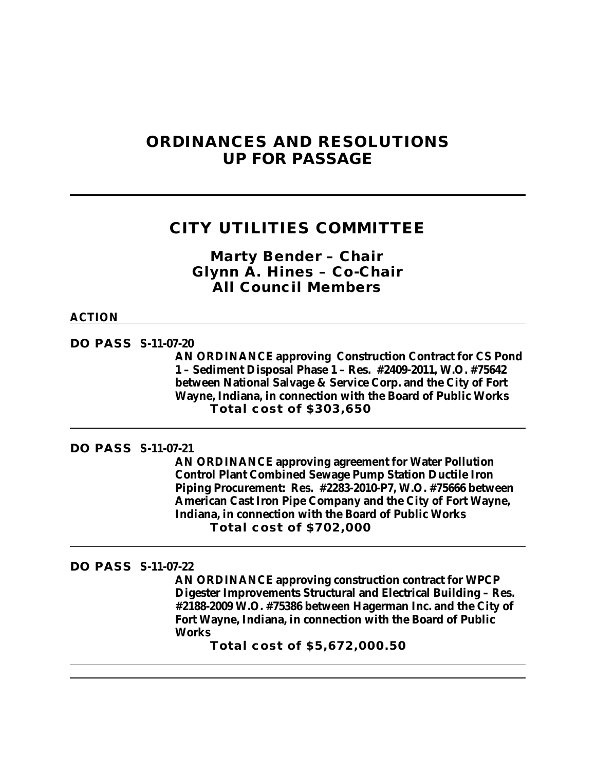# ORDINANCES AND RESOLUTIONS UP FOR PASSAGE

---

## CITY UTILITIES COMMITTEE

### Marty Bender – Chair
### Glynn A. Hines – Co-Chair
### All Council Members

**ACTION**

---

**DO PASS S-11-07-20**

**AN ORDINANCE approving Construction Contract for CS Pond 1 – Sediment Disposal Phase 1 – Res. #2409-2011, W.O. #75642 between National Salvage & Service Corp. and the City of Fort Wayne, Indiana, in connection with the Board of Public Works**

**Total cost of $303,650**

---

**DO PASS S-11-07-21**

**AN ORDINANCE approving agreement for Water Pollution Control Plant Combined Sewage Pump Station Ductile Iron Piping Procurement: Res. #2283-2010-P7, W.O. #75666 between American Cast Iron Pipe Company and the City of Fort Wayne, Indiana, in connection with the Board of Public Works**

**Total cost of $702,000**

---

**DO PASS S-11-07-22**

**AN ORDINANCE approving construction contract for WPCP Digester Improvements Structural and Electrical Building – Res. #2188-2009 W.O. #75386 between Hagerman Inc. and the City of Fort Wayne, Indiana, in connection with the Board of Public Works**

**Total cost of $5,672,000.50**

---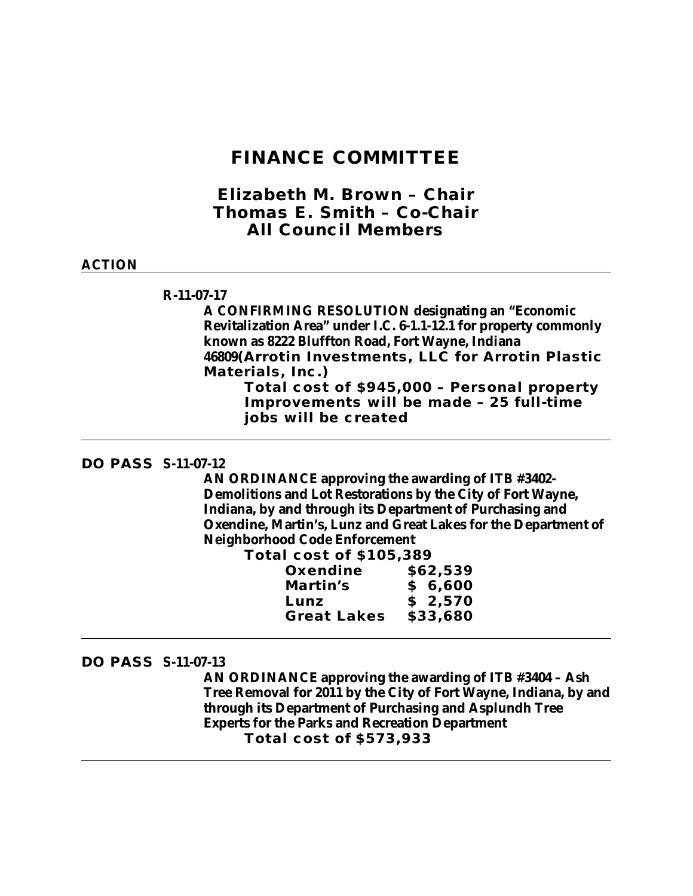# FINANCE COMMITTEE

## Elizabeth M. Brown – Chair
## Thomas E. Smith – Co-Chair
## All Council Members

**ACTION**

---

**R-11-07-17**

**A CONFIRMING RESOLUTION designating an "Economic Revitalization Area" under I.C. 6-1.1-12.1 for property commonly known as 8222 Bluffton Road, Fort Wayne, Indiana 46809(Arrotin Investments, LLC for Arrotin Plastic Materials, Inc.)**

**Total cost of $945,000 – Personal property Improvements will be made – 25 full-time jobs will be created**

---

**DO PASS S-11-07-12**

**AN ORDINANCE approving the awarding of ITB #3402-Demolitions and Lot Restorations by the City of Fort Wayne, Indiana, by and through its Department of Purchasing and Oxendine, Martin's, Lunz and Great Lakes for the Department of Neighborhood Code Enforcement**

**Total cost of $105,389**

| | |
|---|---|
| **Oxendine** | **$62,539** |
| **Martin's** | **$ 6,600** |
| **Lunz** | **$ 2,570** |
| **Great Lakes** | **$33,680** |

---

**DO PASS S-11-07-13**

**AN ORDINANCE approving the awarding of ITB #3404 – Ash Tree Removal for 2011 by the City of Fort Wayne, Indiana, by and through its Department of Purchasing and Asplundh Tree Experts for the Parks and Recreation Department**

**Total cost of $573,933**

---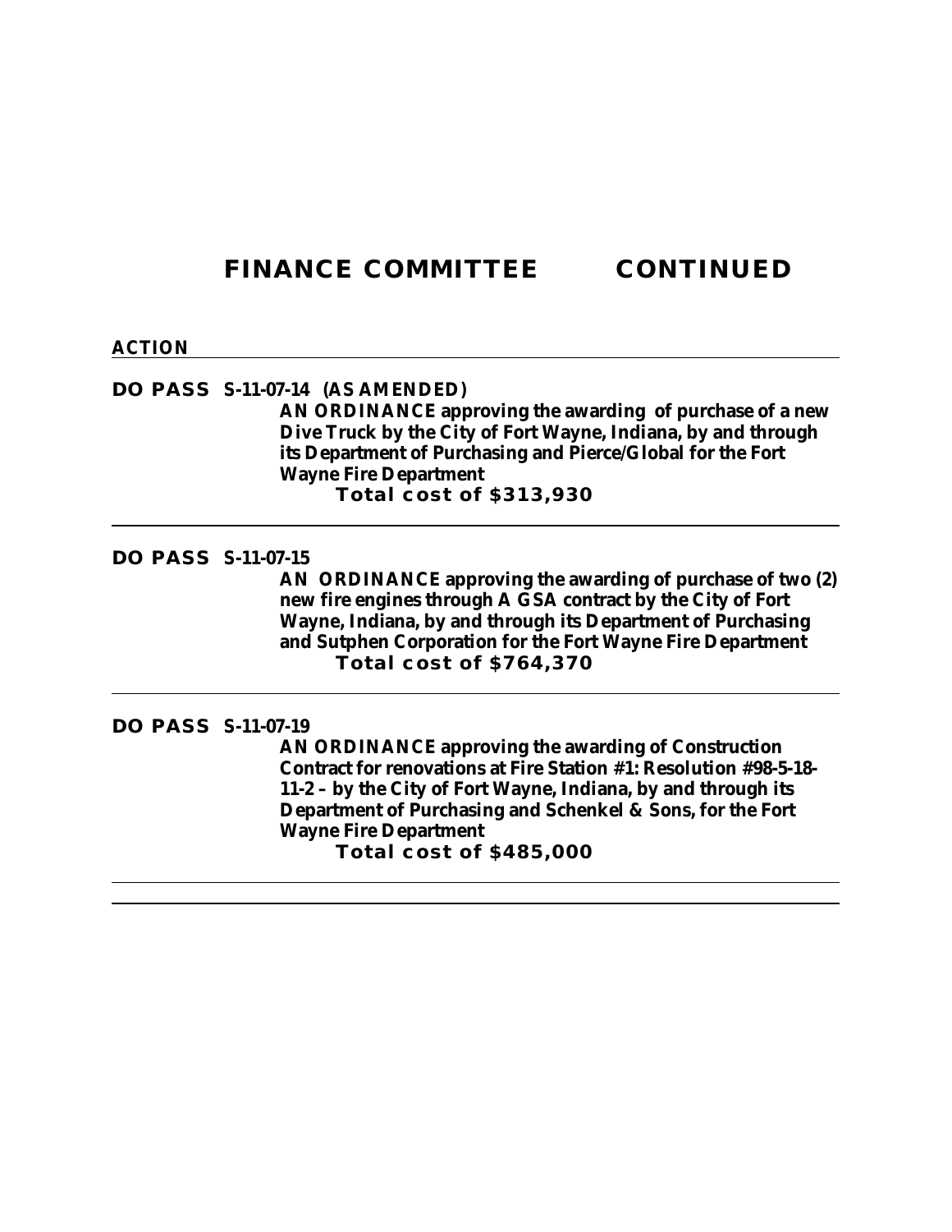# FINANCE COMMITTEE CONTINUED

**ACTION**

---

**DO PASS S-11-07-14 (AS AMENDED)**

**AN ORDINANCE approving the awarding of purchase of a new Dive Truck by the City of Fort Wayne, Indiana, by and through its Department of Purchasing and Pierce/Global for the Fort Wayne Fire Department**

**Total cost of $313,930**

---

**DO PASS S-11-07-15**

**AN ORDINANCE approving the awarding of purchase of two (2) new fire engines through A GSA contract by the City of Fort Wayne, Indiana, by and through its Department of Purchasing and Sutphen Corporation for the Fort Wayne Fire Department**

**Total cost of $764,370**

---

**DO PASS S-11-07-19**

**AN ORDINANCE approving the awarding of Construction Contract for renovations at Fire Station #1: Resolution #98-5-18-11-2 – by the City of Fort Wayne, Indiana, by and through its Department of Purchasing and Schenkel & Sons, for the Fort Wayne Fire Department**

**Total cost of $485,000**

---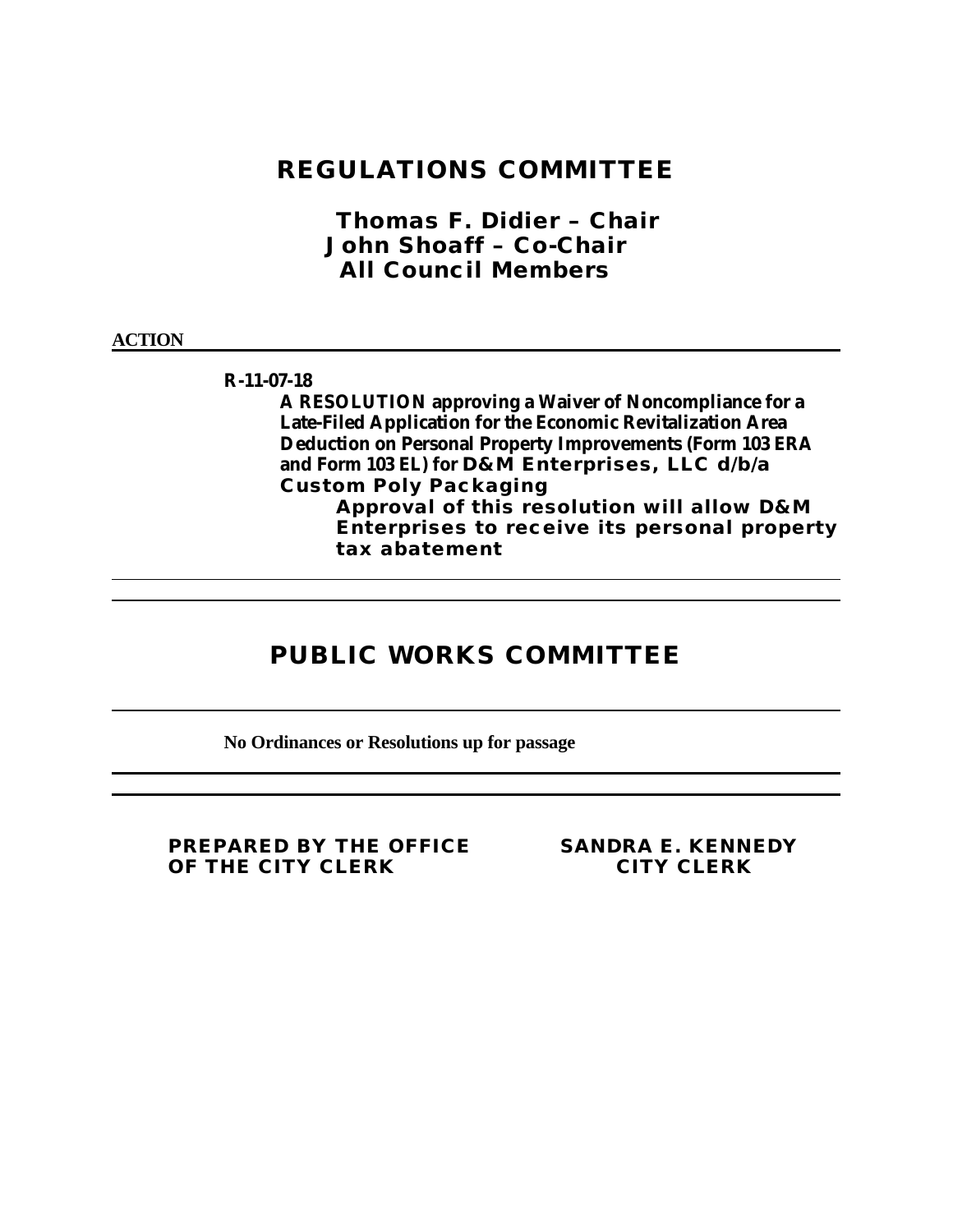# REGULATIONS COMMITTEE

**Thomas F. Didier – Chair**
**John Shoaff – Co-Chair**
**All Council Members**

**ACTION**

---

**R-11-07-18**

**A RESOLUTION approving a Waiver of Noncompliance for a Late-Filed Application for the Economic Revitalization Area Deduction on Personal Property Improvements (Form 103 ERA and Form 103 EL) for D&M Enterprises, LLC d/b/a Custom Poly Packaging**

**Approval of this resolution will allow D&M Enterprises to receive its personal property tax abatement**

---

# PUBLIC WORKS COMMITTEE

---

**No Ordinances or Resolutions up for passage**

---

**PREPARED BY THE OFFICE OF THE CITY CLERK**

**SANDRA E. KENNEDY**
**CITY CLERK**